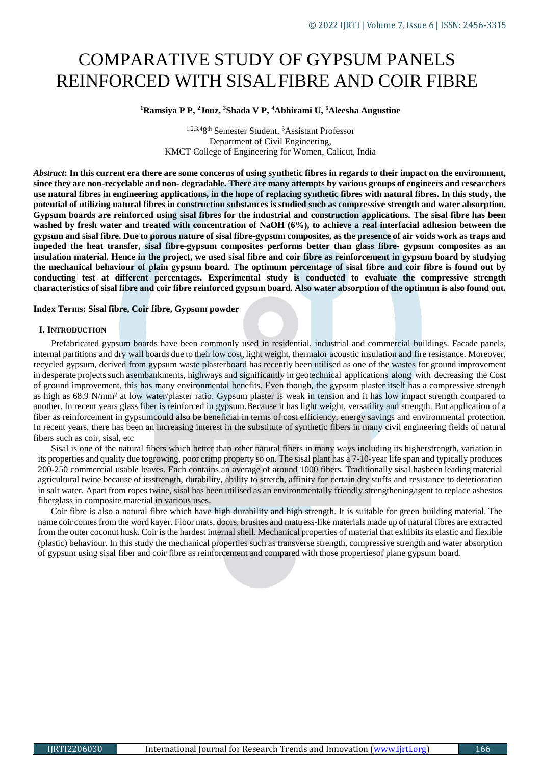# COMPARATIVE STUDY OF GYPSUM PANELS REINFORCED WITH SISAL FIBRE AND COIR FIBRE

**[1]Ramsiya P P, [2]Jouz, [3]Shada V P, [4]Abhirami U, [5]Aleesha Augustine**

[1,2,3,4]8th Semester Student, [5]Assistant Professor
Department of Civil Engineering,
KMCT College of Engineering for Women, Calicut, India

***Abstract*: In this current era there are some concerns of using synthetic fibres in regards to their impact on the environment, since they are non-recyclable and non- degradable. There are many attempts by various groups of engineers and researchers use natural fibres in engineering applications, in the hope of replacing synthetic fibres with natural fibres. In this study, the potential of utilizing natural fibres in construction substances is studied such as compressive strength and water absorption. Gypsum boards are reinforced using sisal fibres for the industrial and construction applications. The sisal fibre has been washed by fresh water and treated with concentration of NaOH (6%), to achieve a real interfacial adhesion between the gypsum and sisal fibre. Due to porous nature of sisal fibre-gypsum composites, as the presence of air voids work as traps and impeded the heat transfer, sisal fibre-gypsum composites performs better than glass fibre- gypsum composites as an insulation material. Hence in the project, we used sisal fibre and coir fibre as reinforcement in gypsum board by studying the mechanical behaviour of plain gypsum board. The optimum percentage of sisal fibre and coir fibre is found out by conducting test at different percentages. Experimental study is conducted to evaluate the compressive strength characteristics of sisal fibre and coir fibre reinforced gypsum board. Also water absorption of the optimum is also found out.**

**Index Terms: Sisal fibre, Coir fibre, Gypsum powder**

## I. INTRODUCTION

Prefabricated gypsum boards have been commonly used in residential, industrial and commercial buildings. Facade panels, internal partitions and dry wall boards due to their low cost, light weight, thermalor acoustic insulation and fire resistance. Moreover, recycled gypsum, derived from gypsum waste plasterboard has recently been utilised as one of the wastes for ground improvement in desperate projects such asembankments, highways and significantly in geotechnical applications along with decreasing the Cost of ground improvement, this has many environmental benefits. Even though, the gypsum plaster itself has a compressive strength as high as 68.9 N/mm² at low water/plaster ratio. Gypsum plaster is weak in tension and it has low impact strength compared to another. In recent years glass fiber is reinforced in gypsum.Because it has light weight, versatility and strength. But application of a fiber as reinforcement in gypsumcould also be beneficial in terms of cost efficiency, energy savings and environmental protection. In recent years, there has been an increasing interest in the substitute of synthetic fibers in many civil engineering fields of natural fibers such as coir, sisal, etc

Sisal is one of the natural fibers which better than other natural fibers in many ways including its higherstrength, variation in its properties and quality due togrowing, poor crimp property so on. The sisal plant has a 7-10-year life span and typically produces 200-250 commercial usable leaves. Each contains an average of around 1000 fibers. Traditionally sisal hasbeen leading material agricultural twine because of itsstrength, durability, ability to stretch, affinity for certain dry stuffs and resistance to deterioration in salt water. Apart from ropes twine, sisal has been utilised as an environmentally friendly strengtheningagent to replace asbestos fiberglass in composite material in various uses.

Coir fibre is also a natural fibre which have high durability and high strength. It is suitable for green building material. The name coir comes from the word kayer. Floor mats, doors, brushes and mattress-like materials made up of natural fibres are extracted from the outer coconut husk. Coir is the hardest internal shell. Mechanical properties of material that exhibits its elastic and flexible (plastic) behaviour. In this study the mechanical properties such as transverse strength, compressive strength and water absorption of gypsum using sisal fiber and coir fibre as reinforcement and compared with those propertiesof plane gypsum board.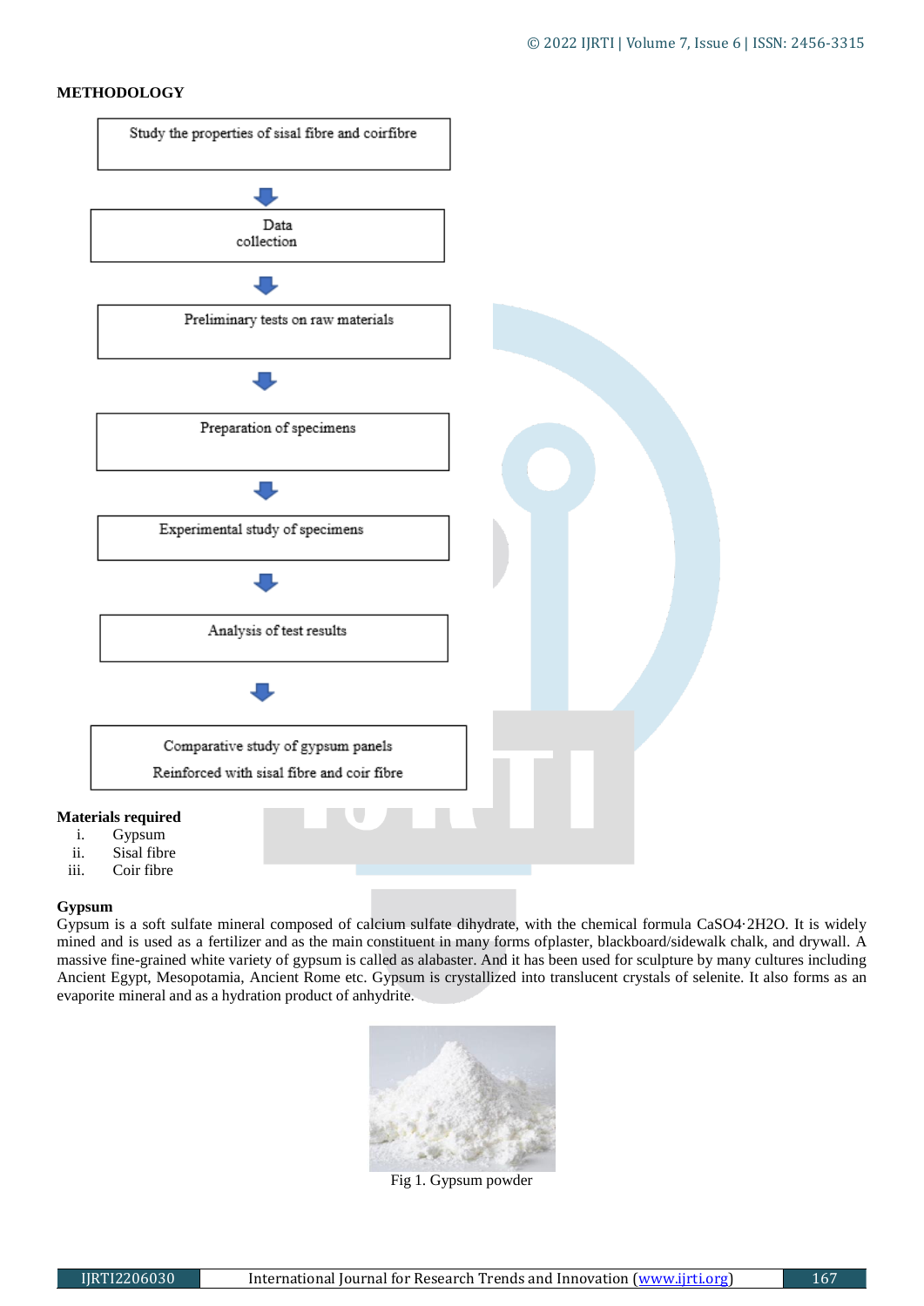## METHODOLOGY

Study the properties of sisal fibre and coirfibre

↓

Data collection

↓

Preliminary tests on raw materials

↓

Preparation of specimens

↓

Experimental study of specimens

↓

Analysis of test results

↓

Comparative study of gypsum panels Reinforced with sisal fibre and coir fibre

### Materials required

i. Gypsum
ii. Sisal fibre
iii. Coir fibre

### Gypsum

Gypsum is a soft sulfate mineral composed of calcium sulfate dihydrate, with the chemical formula $CaSO_4 \cdot 2H_2O$. It is widely mined and is used as a fertilizer and as the main constituent in many forms ofplaster, blackboard/sidewalk chalk, and drywall. A massive fine-grained white variety of gypsum is called as alabaster. And it has been used for sculpture by many cultures including Ancient Egypt, Mesopotamia, Ancient Rome etc. Gypsum is crystallized into translucent crystals of selenite. It also forms as an evaporite mineral and as a hydration product of anhydrite.

Fig 1. Gypsum powder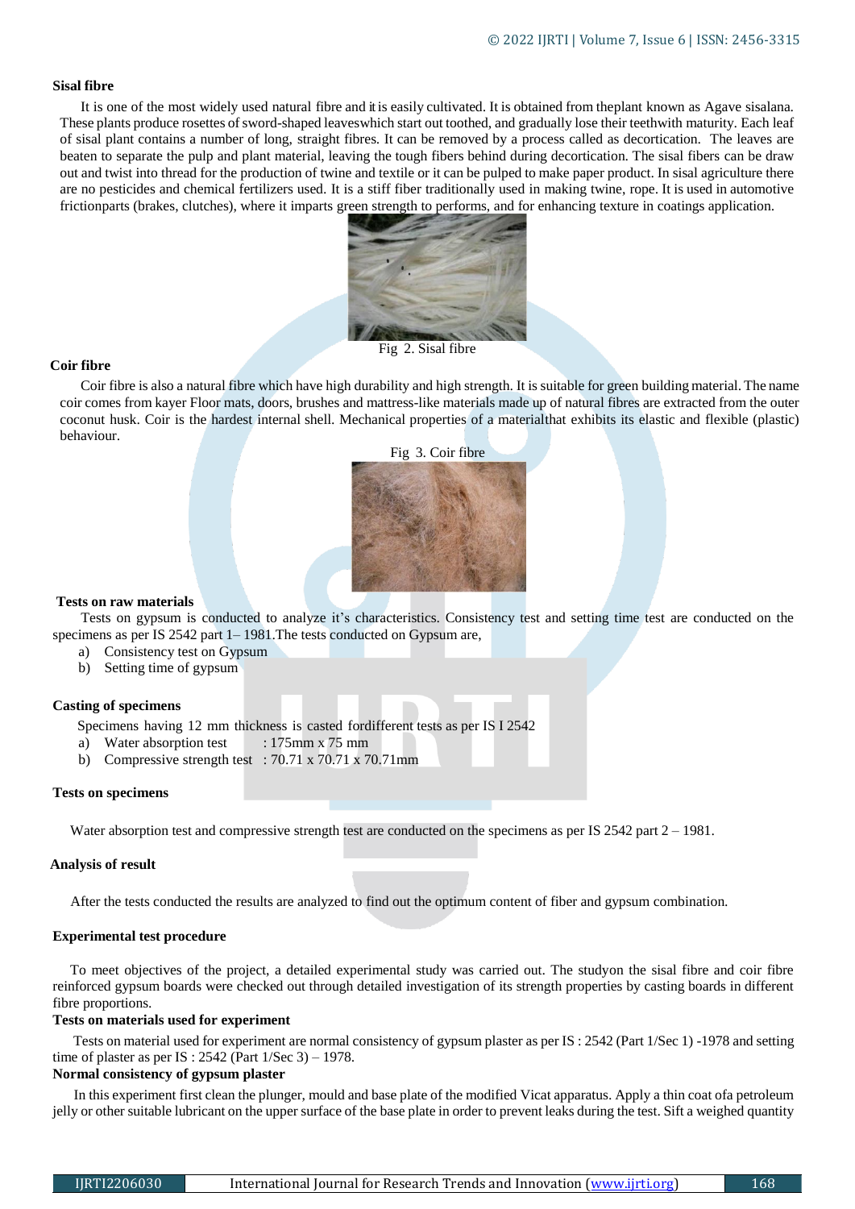### Sisal fibre

It is one of the most widely used natural fibre and it is easily cultivated. It is obtained from theplant known as Agave sisalana. These plants produce rosettes of sword-shaped leaveswhich start out toothed, and gradually lose their teethwith maturity. Each leaf of sisal plant contains a number of long, straight fibres. It can be removed by a process called as decortication. The leaves are beaten to separate the pulp and plant material, leaving the tough fibers behind during decortication. The sisal fibers can be draw out and twist into thread for the production of twine and textile or it can be pulped to make paper product. In sisal agriculture there are no pesticides and chemical fertilizers used. It is a stiff fiber traditionally used in making twine, rope. It is used in automotive frictionparts (brakes, clutches), where it imparts green strength to performs, and for enhancing texture in coatings application.

Fig 2. Sisal fibre

### Coir fibre

Coir fibre is also a natural fibre which have high durability and high strength. It is suitable for green building material. The name coir comes from kayer Floor mats, doors, brushes and mattress-like materials made up of natural fibres are extracted from the outer coconut husk. Coir is the hardest internal shell. Mechanical properties of a materialthat exhibits its elastic and flexible (plastic) behaviour.

Fig 3. Coir fibre

### Tests on raw materials

Tests on gypsum is conducted to analyze it's characteristics. Consistency test and setting time test are conducted on the specimens as per IS 2542 part 1– 1981.The tests conducted on Gypsum are,

a) Consistency test on Gypsum
b) Setting time of gypsum

### Casting of specimens

Specimens having 12 mm thickness is casted fordifferent tests as per IS I 2542

a) Water absorption test : 175mm x 75 mm
b) Compressive strength test : 70.71 x 70.71 x 70.71mm

### Tests on specimens

Water absorption test and compressive strength test are conducted on the specimens as per IS 2542 part 2 – 1981.

### Analysis of result

After the tests conducted the results are analyzed to find out the optimum content of fiber and gypsum combination.

### Experimental test procedure

To meet objectives of the project, a detailed experimental study was carried out. The studyon the sisal fibre and coir fibre reinforced gypsum boards were checked out through detailed investigation of its strength properties by casting boards in different fibre proportions.

### Tests on materials used for experiment

Tests on material used for experiment are normal consistency of gypsum plaster as per IS : 2542 (Part 1/Sec 1) -1978 and setting time of plaster as per IS : 2542 (Part 1/Sec 3) – 1978.

### Normal consistency of gypsum plaster

In this experiment first clean the plunger, mould and base plate of the modified Vicat apparatus. Apply a thin coat ofa petroleum jelly or other suitable lubricant on the upper surface of the base plate in order to prevent leaks during the test. Sift a weighed quantity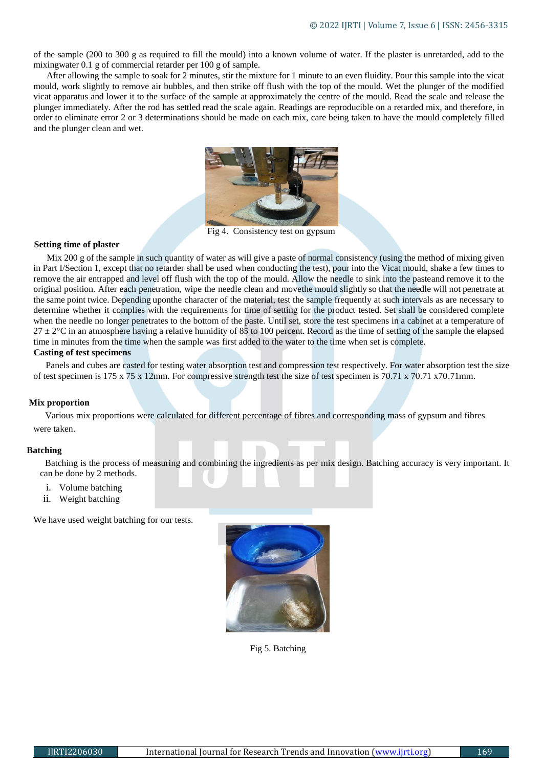of the sample (200 to 300 g as required to fill the mould) into a known volume of water. If the plaster is unretarded, add to the mixingwater 0.1 g of commercial retarder per 100 g of sample.

After allowing the sample to soak for 2 minutes, stir the mixture for 1 minute to an even fluidity. Pour this sample into the vicat mould, work slightly to remove air bubbles, and then strike off flush with the top of the mould. Wet the plunger of the modified vicat apparatus and lower it to the surface of the sample at approximately the centre of the mould. Read the scale and release the plunger immediately. After the rod has settled read the scale again. Readings are reproducible on a retarded mix, and therefore, in order to eliminate error 2 or 3 determinations should be made on each mix, care being taken to have the mould completely filled and the plunger clean and wet.

Fig 4. Consistency test on gypsum

**Setting time of plaster**

Mix 200 g of the sample in such quantity of water as will give a paste of normal consistency (using the method of mixing given in Part I/Section 1, except that no retarder shall be used when conducting the test), pour into the Vicat mould, shake a few times to remove the air entrapped and level off flush with the top of the mould. Allow the needle to sink into the pasteand remove it to the original position. After each penetration, wipe the needle clean and movethe mould slightly so that the needle will not penetrate at the same point twice. Depending uponthe character of the material, test the sample frequently at such intervals as are necessary to determine whether it complies with the requirements for time of setting for the product tested. Set shall be considered complete when the needle no longer penetrates to the bottom of the paste. Until set, store the test specimens in a cabinet at a temperature of 27 ± 2°C in an atmosphere having a relative humidity of 85 to 100 percent. Record as the time of setting of the sample the elapsed time in minutes from the time when the sample was first added to the water to the time when set is complete.

**Casting of test specimens**

Panels and cubes are casted for testing water absorption test and compression test respectively. For water absorption test the size of test specimen is 175 x 75 x 12mm. For compressive strength test the size of test specimen is 70.71 x 70.71 x70.71mm.

**Mix proportion**

Various mix proportions were calculated for different percentage of fibres and corresponding mass of gypsum and fibres were taken.

**Batching**

Batching is the process of measuring and combining the ingredients as per mix design. Batching accuracy is very important. It can be done by 2 methods.

i. Volume batching
ii. Weight batching

We have used weight batching for our tests.

Fig 5. Batching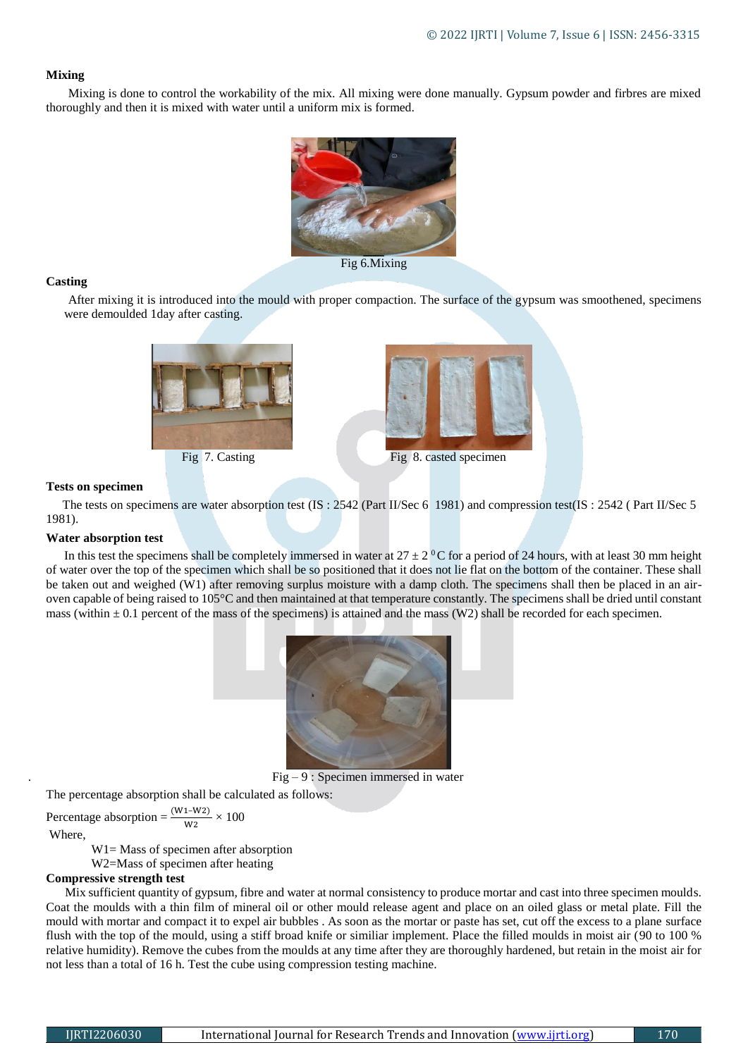**Mixing**

Mixing is done to control the workability of the mix. All mixing were done manually. Gypsum powder and firbres are mixed thoroughly and then it is mixed with water until a uniform mix is formed.

Fig 6.Mixing

**Casting**

After mixing it is introduced into the mould with proper compaction. The surface of the gypsum was smoothened, specimens were demoulded 1day after casting.

Fig 7. Casting

Fig 8. casted specimen

**Tests on specimen**

The tests on specimens are water absorption test (IS : 2542 (Part II/Sec 6 1981) and compression test(IS : 2542 ( Part II/Sec 5 1981).

**Water absorption test**

In this test the specimens shall be completely immersed in water at $27 \pm 2\ ^0C$ for a period of 24 hours, with at least 30 mm height of water over the top of the specimen which shall be so positioned that it does not lie flat on the bottom of the container. These shall be taken out and weighed (W1) after removing surplus moisture with a damp cloth. The specimens shall then be placed in an air-oven capable of being raised to 105°C and then maintained at that temperature constantly. The specimens shall be dried until constant mass (within ± 0.1 percent of the mass of the specimens) is attained and the mass (W2) shall be recorded for each specimen.

Fig – 9 : Specimen immersed in water

The percentage absorption shall be calculated as follows:

$$\text{Percentage absorption} = \frac{(W1-W2)}{W2} \times 100$$

Where,

W1= Mass of specimen after absorption

W2=Mass of specimen after heating

**Compressive strength test**

Mix sufficient quantity of gypsum, fibre and water at normal consistency to produce mortar and cast into three specimen moulds. Coat the moulds with a thin film of mineral oil or other mould release agent and place on an oiled glass or metal plate. Fill the mould with mortar and compact it to expel air bubbles . As soon as the mortar or paste has set, cut off the excess to a plane surface flush with the top of the mould, using a stiff broad knife or similiar implement. Place the filled moulds in moist air (90 to 100 % relative humidity). Remove the cubes from the moulds at any time after they are thoroughly hardened, but retain in the moist air for not less than a total of 16 h. Test the cube using compression testing machine.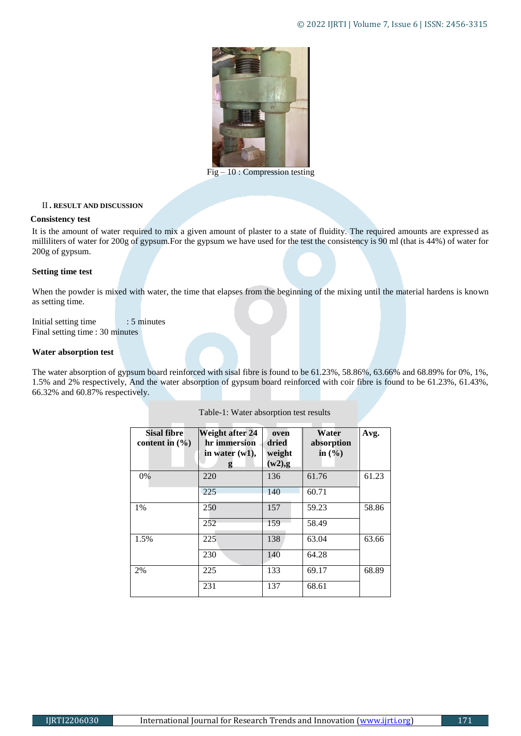Fig – 10 : Compression testing

## II. RESULT AND DISCUSSION

### Consistency test

It is the amount of water required to mix a given amount of plaster to a state of fluidity. The required amounts are expressed as milliliters of water for 200g of gypsum.For the gypsum we have used for the test the consistency is 90 ml (that is 44%) of water for 200g of gypsum.

### Setting time test

When the powder is mixed with water, the time that elapses from the beginning of the mixing until the material hardens is known as setting time.

Initial setting time : 5 minutes
Final setting time : 30 minutes

### Water absorption test

The water absorption of gypsum board reinforced with sisal fibre is found to be 61.23%, 58.86%, 63.66% and 68.89% for 0%, 1%, 1.5% and 2% respectively, And the water absorption of gypsum board reinforced with coir fibre is found to be 61.23%, 61.43%, 66.32% and 60.87% respectively.

Table-1: Water absorption test results

| Sisal fibre content in (%) | Weight after 24 hr immersion in water (w1), g | oven dried weight (w2),g | Water absorption in (%) | Avg. |
|---|---|---|---|---|
| 0% | 220 | 136 | 61.76 | 61.23 |
| | 225 | 140 | 60.71 | |
| 1% | 250 | 157 | 59.23 | 58.86 |
| | 252 | 159 | 58.49 | |
| 1.5% | 225 | 138 | 63.04 | 63.66 |
| | 230 | 140 | 64.28 | |
| 2% | 225 | 133 | 69.17 | 68.89 |
| | 231 | 137 | 68.61 | |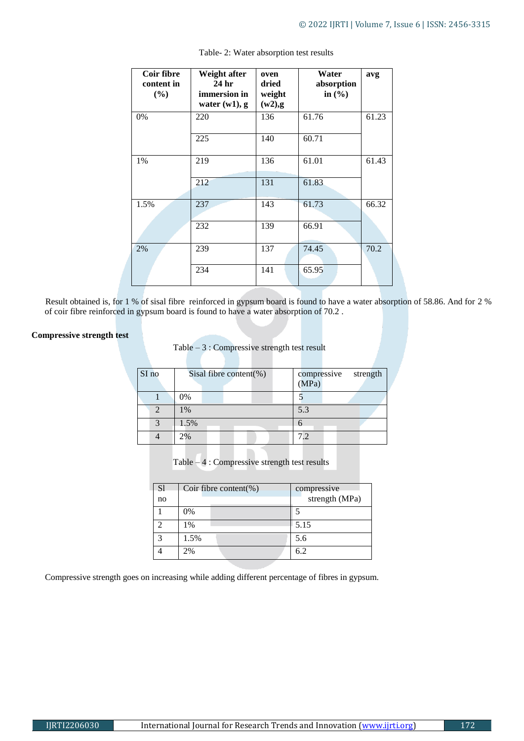Table- 2: Water absorption test results

| Coir fibre content in (%) | Weight after 24 hr immersion in water (w1), g | oven dried weight (w2),g | Water absorption in (%) | avg |
|---|---|---|---|---|
| 0% | 220 | 136 | 61.76 | 61.23 |
| | 225 | 140 | 60.71 | |
| 1% | 219 | 136 | 61.01 | 61.43 |
| | 212 | 131 | 61.83 | |
| 1.5% | 237 | 143 | 61.73 | 66.32 |
| | 232 | 139 | 66.91 | |
| 2% | 239 | 137 | 74.45 | 70.2 |
| | 234 | 141 | 65.95 | |

Result obtained is, for 1 % of sisal fibre reinforced in gypsum board is found to have a water absorption of 58.86. And for 2 % of coir fibre reinforced in gypsum board is found to have a water absorption of 70.2 .

**Compressive strength test**

Table – 3 : Compressive strength test result

| SI no | Sisal fibre content(%) | compressive strength (MPa) |
|---|---|---|
| 1 | 0% | 5 |
| 2 | 1% | 5.3 |
| 3 | 1.5% | 6 |
| 4 | 2% | 7.2 |

Table – 4 : Compressive strength test results

| Sl no | Coir fibre content(%) | compressive strength (MPa) |
|---|---|---|
| 1 | 0% | 5 |
| 2 | 1% | 5.15 |
| 3 | 1.5% | 5.6 |
| 4 | 2% | 6.2 |

Compressive strength goes on increasing while adding different percentage of fibres in gypsum.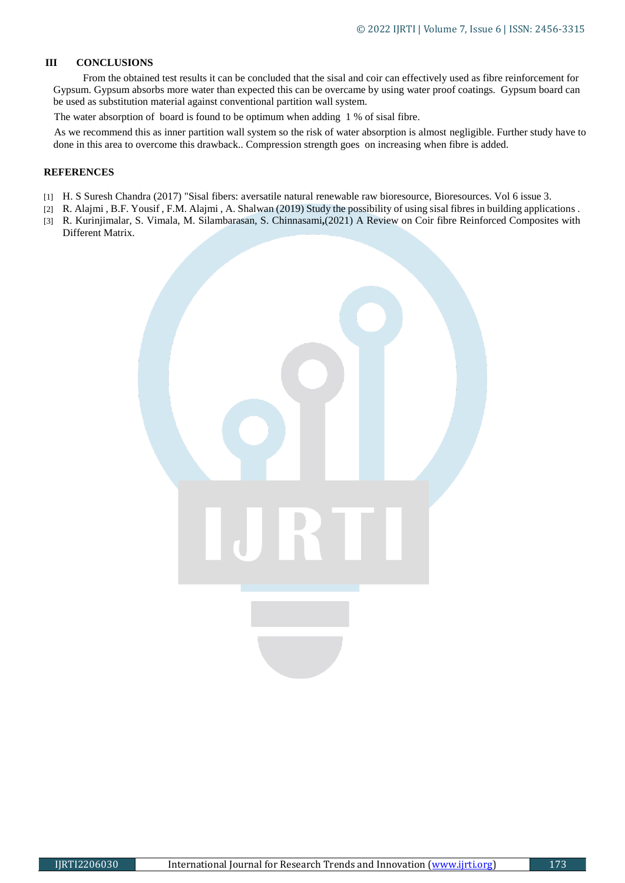## III CONCLUSIONS

From the obtained test results it can be concluded that the sisal and coir can effectively used as fibre reinforcement for Gypsum. Gypsum absorbs more water than expected this can be overcame by using water proof coatings. Gypsum board can be used as substitution material against conventional partition wall system.

The water absorption of board is found to be optimum when adding 1 % of sisal fibre.

As we recommend this as inner partition wall system so the risk of water absorption is almost negligible. Further study have to done in this area to overcome this drawback.. Compression strength goes on increasing when fibre is added.

## REFERENCES

[1] H. S Suresh Chandra (2017) "Sisal fibers: aversatile natural renewable raw bioresource, Bioresources. Vol 6 issue 3.

[2] R. Alajmi , B.F. Yousif , F.M. Alajmi , A. Shalwan (2019) Study the possibility of using sisal fibres in building applications .

[3] R. Kurinjimalar, S. Vimala, M. Silambarasan, S. Chinnasami,(2021) A Review on Coir fibre Reinforced Composites with Different Matrix.